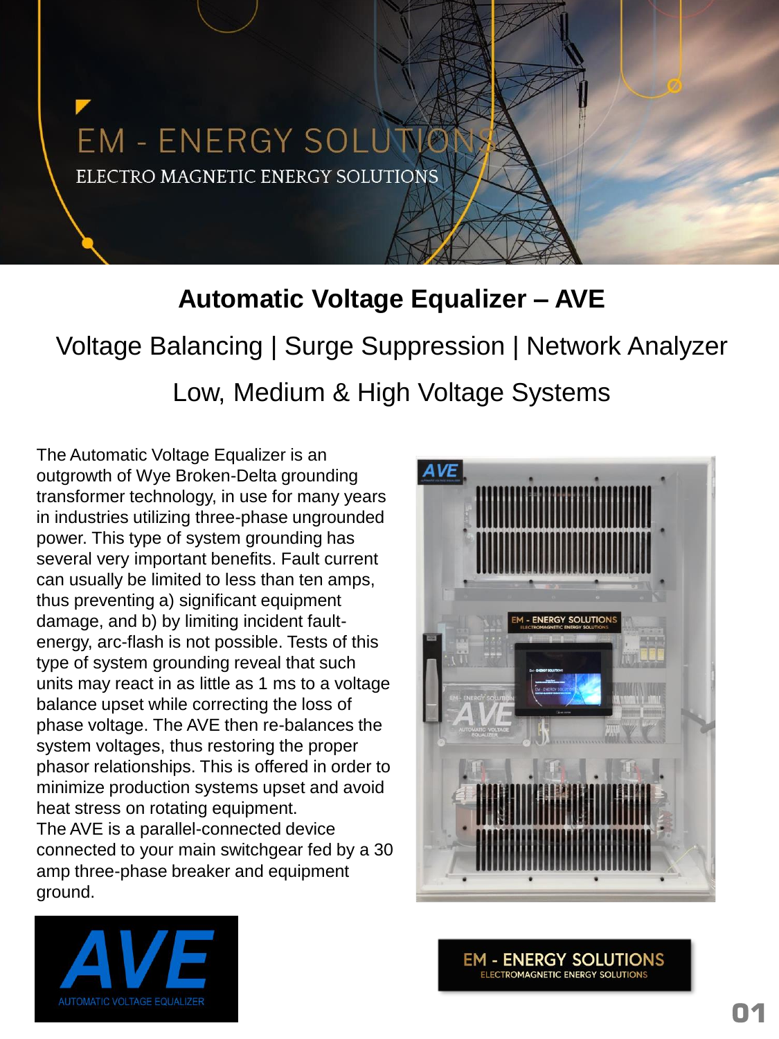# EM - ENERGY SOLUTIONS

ELECTRO MAGNETIC ENERGY SOLUTIONS

## Automatic Voltage Equalizer – AVE

Voltage Balancing | Surge Suppression | Network Analyzer

Low, Medium & High Voltage Systems

The Automatic Voltage Equalizer is an outgrowth of Wye Broken-Delta grounding transformer technology, in use for many years in industries utilizing three-phase ungrounded power. This type of system grounding has several very important benefits. Fault current can usually be limited to less than ten amps, thus preventing a) significant equipment damage, and b) by limiting incident fault-energy, arc-flash is not possible. Tests of this type of system grounding reveal that such units may react in as little as 1 ms to a voltage balance upset while correcting the loss of phase voltage. The AVE then re-balances the system voltages, thus restoring the proper phasor relationships. This is offered in order to minimize production systems upset and avoid heat stress on rotating equipment.

The AVE is a parallel-connected device connected to your main switchgear fed by a 30 amp three-phase breaker and equipment ground.

AVE

AUTOMATIC VOLTAGE EQUALIZER

EM - ENERGY SOLUTIONS

ELECTROMAGNETIC ENERGY SOLUTIONS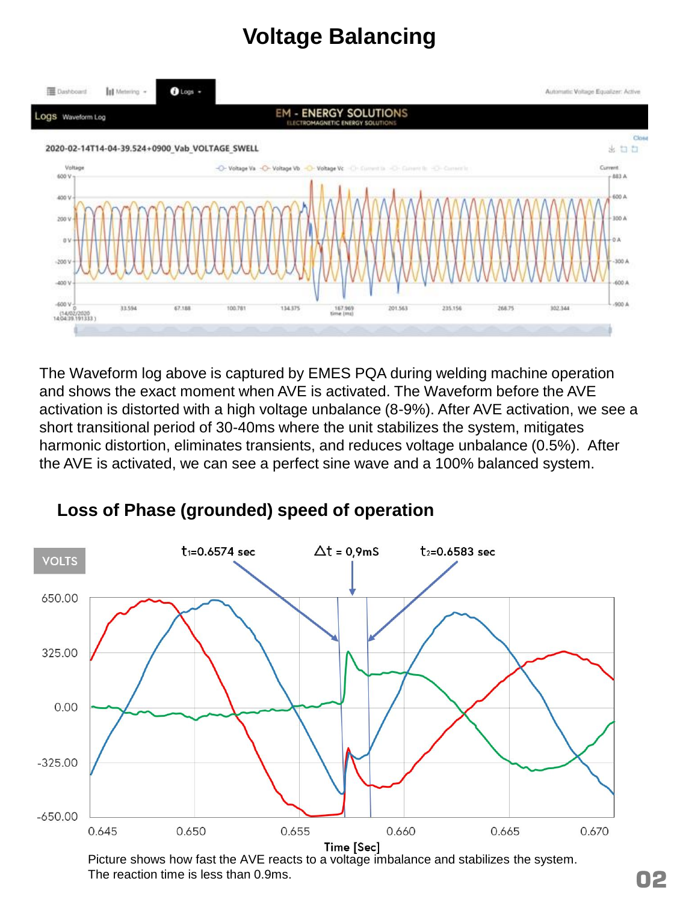# Voltage Balancing

The Waveform log above is captured by EMES PQA during welding machine operation and shows the exact moment when AVE is activated. The Waveform before the AVE activation is distorted with a high voltage unbalance (8-9%). After AVE activation, we see a short transitional period of 30-40ms where the unit stabilizes the system, mitigates harmonic distortion, eliminates transients, and reduces voltage unbalance (0.5%). After the AVE is activated, we can see a perfect sine wave and a 100% balanced system.

## Loss of Phase (grounded) speed of operation

Picture shows how fast the AVE reacts to a voltage imbalance and stabilizes the system. The reaction time is less than 0.9ms.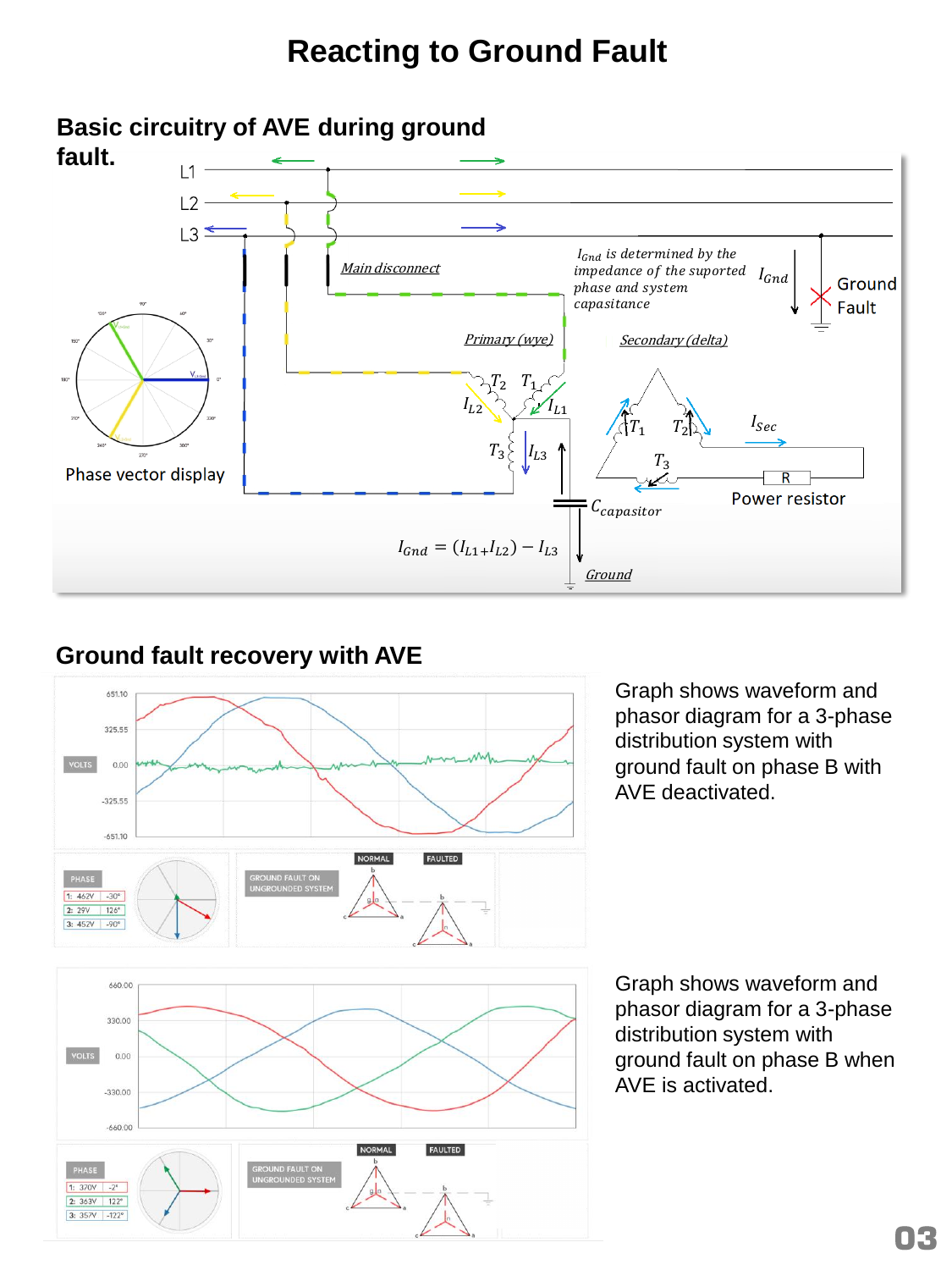# Reacting to Ground Fault

## Basic circuitry of AVE during ground fault.

L1

L2

L3

Main disconnect

$I_{Gnd}$ is determined by the impedance of the suported phase and system capasitance

$I_{Gnd}$

Ground Fault

Primary (wye)

Secondary (delta)

$T_2$ $T_1$

$I_{L2}$ $I_{L1}$

$T_3$ $I_{L3}$

$T_1$ $T_2$

$I_{Sec}$

$T_3$

R

Power resistor

$C_{capasitor}$

Phase vector display

$$I_{Gnd} = (I_{L1} + I_{L2}) - I_{L3}$$

Ground

## Ground fault recovery with AVE

Graph shows waveform and phasor diagram for a 3-phase distribution system with ground fault on phase B with AVE deactivated.

| PHASE | | |
|---|---|---|
| 1: | 462V | -30° |
| 2: | 29V | 126° |
| 3: | 452V | -90° |

GROUND FAULT ON UNGROUNDED SYSTEM

NORMAL

FAULTED

Graph shows waveform and phasor diagram for a 3-phase distribution system with ground fault on phase B when AVE is activated.

| PHASE | | |
|---|---|---|
| 1: | 370V | -2° |
| 2: | 363V | 122° |
| 3: | 357V | -122° |

GROUND FAULT ON UNGROUNDED SYSTEM

NORMAL

FAULTED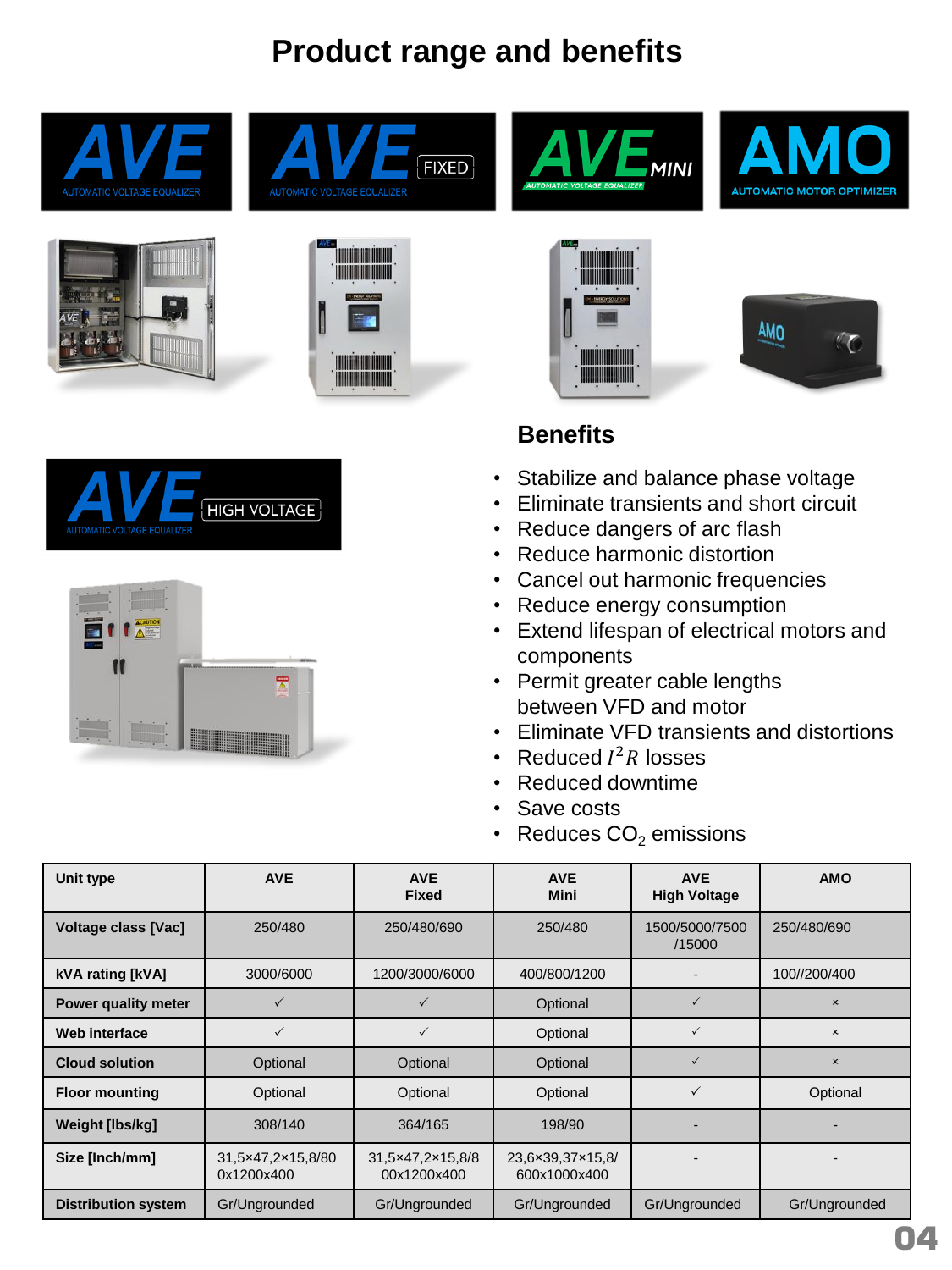# Product range and benefits

AVE AUTOMATIC VOLTAGE EQUALIZER

AVE FIXED AUTOMATIC VOLTAGE EQUALIZER

AVE MINI AUTOMATIC VOLTAGE EQUALIZER

AMO AUTOMATIC MOTOR OPTIMIZER

AVE HIGH VOLTAGE AUTOMATIC VOLTAGE EQUALIZER

## Benefits

- Stabilize and balance phase voltage
- Eliminate transients and short circuit
- Reduce dangers of arc flash
- Reduce harmonic distortion
- Cancel out harmonic frequencies
- Reduce energy consumption
- Extend lifespan of electrical motors and components
- Permit greater cable lengths between VFD and motor
- Eliminate VFD transients and distortions
- Reduced $I^2R$ losses
- Reduced downtime
- Save costs
- Reduces $CO_2$ emissions

| Unit type | AVE | AVE Fixed | AVE Mini | AVE High Voltage | AMO |
|---|---|---|---|---|---|
| Voltage class [Vac] | 250/480 | 250/480/690 | 250/480 | 1500/5000/7500 /15000 | 250/480/690 |
| kVA rating [kVA] | 3000/6000 | 1200/3000/6000 | 400/800/1200 | - | 100//200/400 |
| Power quality meter | ✓ | ✓ | Optional | ✓ | × |
| Web interface | ✓ | ✓ | Optional | ✓ | × |
| Cloud solution | Optional | Optional | Optional | ✓ | × |
| Floor mounting | Optional | Optional | Optional | ✓ | Optional |
| Weight [lbs/kg] | 308/140 | 364/165 | 198/90 | - | - |
| Size [Inch/mm] | 31,5×47,2×15,8/800x1200x400 | 31,5×47,2×15,8/800x1200x400 | 23,6×39,37×15,8/600x1000x400 | - | - |
| Distribution system | Gr/Ungrounded | Gr/Ungrounded | Gr/Ungrounded | Gr/Ungrounded | Gr/Ungrounded |